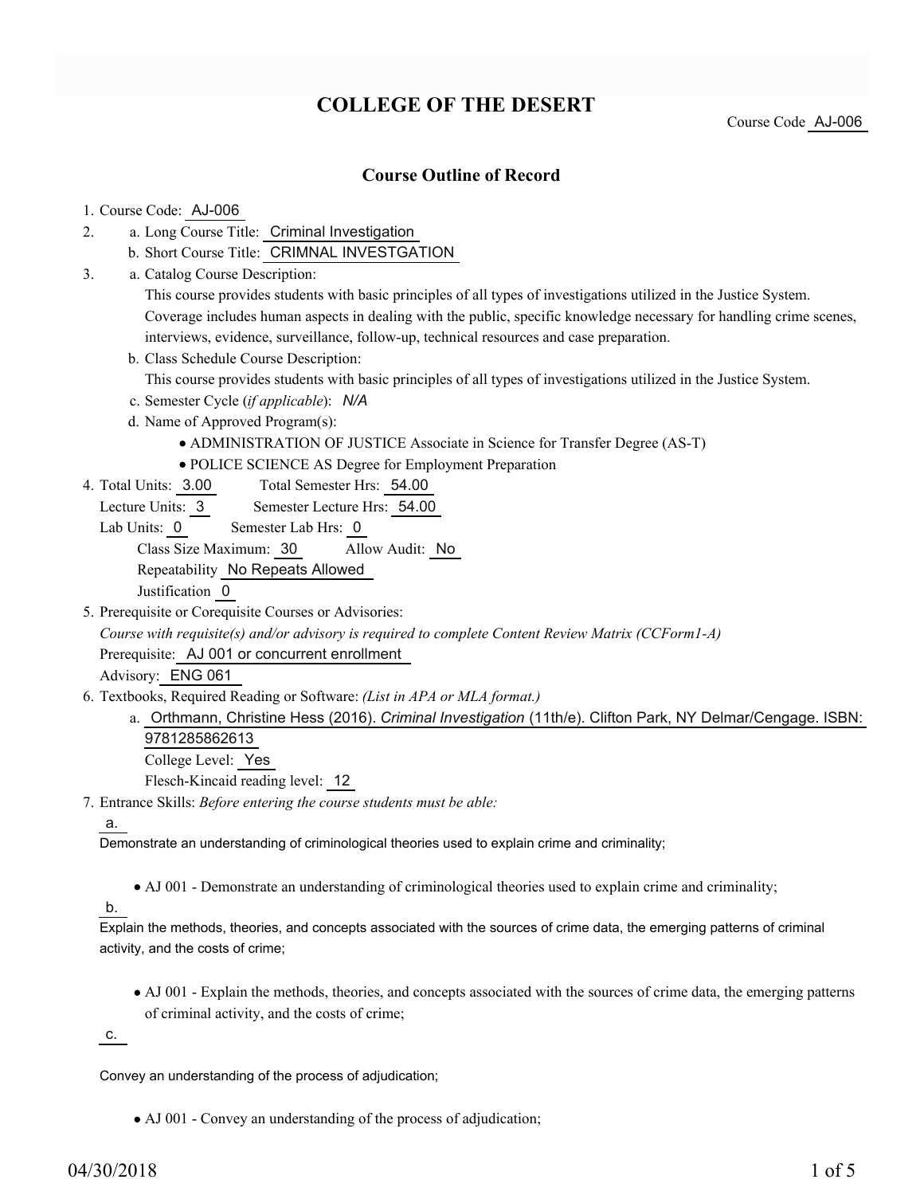# COLLEGE OF THE DESERT

Course Code AJ-006

## Course Outline of Record

1. Course Code: AJ-006
2. a. Long Course Title: Criminal Investigation
   b. Short Course Title: CRIMNAL INVESTGATION
3. a. Catalog Course Description:
   This course provides students with basic principles of all types of investigations utilized in the Justice System. Coverage includes human aspects in dealing with the public, specific knowledge necessary for handling crime scenes, interviews, evidence, surveillance, follow-up, technical resources and case preparation.
   b. Class Schedule Course Description:
   This course provides students with basic principles of all types of investigations utilized in the Justice System.
   c. Semester Cycle (*if applicable*): *N/A*
   d. Name of Approved Program(s):
      - ADMINISTRATION OF JUSTICE Associate in Science for Transfer Degree (AS-T)
      - POLICE SCIENCE AS Degree for Employment Preparation
4. Total Units: 3.00 Total Semester Hrs: 54.00
   Lecture Units: 3 Semester Lecture Hrs: 54.00
   Lab Units: 0 Semester Lab Hrs: 0
   Class Size Maximum: 30 Allow Audit: No
   Repeatability No Repeats Allowed
   Justification 0
5. Prerequisite or Corequisite Courses or Advisories:
   *Course with requisite(s) and/or advisory is required to complete Content Review Matrix (CCForm1-A)*
   Prerequisite: AJ 001 or concurrent enrollment
   Advisory: ENG 061
6. Textbooks, Required Reading or Software: *(List in APA or MLA format.)*
   a. Orthmann, Christine Hess (2016). *Criminal Investigation* (11th/e). Clifton Park, NY Delmar/Cengage. ISBN: 9781285862613
   College Level: Yes
   Flesch-Kincaid reading level: 12
7. Entrance Skills: *Before entering the course students must be able:*

   a.
   Demonstrate an understanding of criminological theories used to explain crime and criminality;
   - AJ 001 - Demonstrate an understanding of criminological theories used to explain crime and criminality;

   b.
   Explain the methods, theories, and concepts associated with the sources of crime data, the emerging patterns of criminal activity, and the costs of crime;
   - AJ 001 - Explain the methods, theories, and concepts associated with the sources of crime data, the emerging patterns of criminal activity, and the costs of crime;

   c.
   Convey an understanding of the process of adjudication;
   - AJ 001 - Convey an understanding of the process of adjudication;

04/30/2018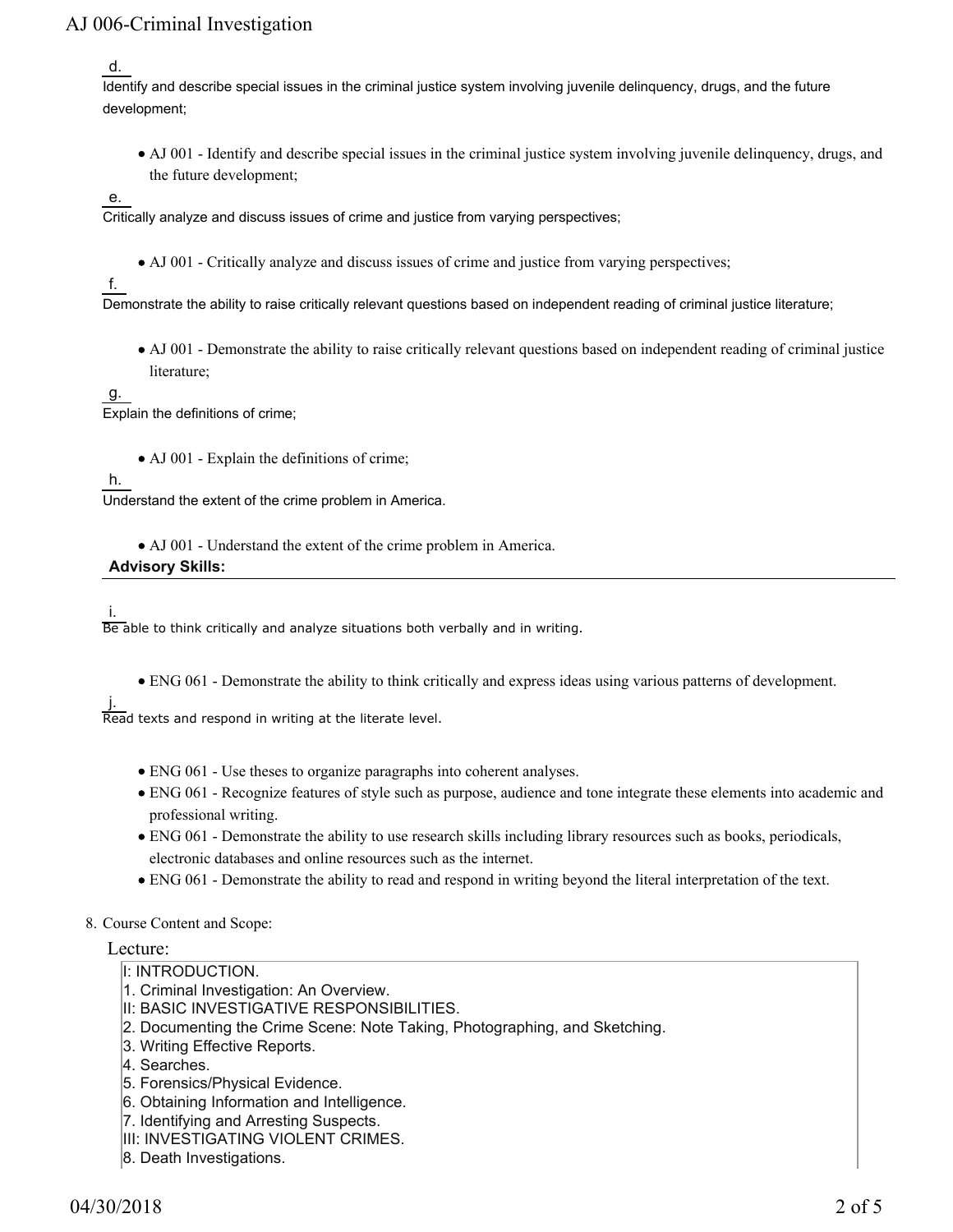d. Identify and describe special issues in the criminal justice system involving juvenile delinquency, drugs, and the future development;

- AJ 001 - Identify and describe special issues in the criminal justice system involving juvenile delinquency, drugs, and the future development;

e. Critically analyze and discuss issues of crime and justice from varying perspectives;

- AJ 001 - Critically analyze and discuss issues of crime and justice from varying perspectives;

f. Demonstrate the ability to raise critically relevant questions based on independent reading of criminal justice literature;

- AJ 001 - Demonstrate the ability to raise critically relevant questions based on independent reading of criminal justice literature;

g. Explain the definitions of crime;

- AJ 001 - Explain the definitions of crime;

h. Understand the extent of the crime problem in America.

- AJ 001 - Understand the extent of the crime problem in America.

**Advisory Skills:**

i. Be able to think critically and analyze situations both verbally and in writing.

- ENG 061 - Demonstrate the ability to think critically and express ideas using various patterns of development.

j. Read texts and respond in writing at the literate level.

- ENG 061 - Use theses to organize paragraphs into coherent analyses.
- ENG 061 - Recognize features of style such as purpose, audience and tone integrate these elements into academic and professional writing.
- ENG 061 - Demonstrate the ability to use research skills including library resources such as books, periodicals, electronic databases and online resources such as the internet.
- ENG 061 - Demonstrate the ability to read and respond in writing beyond the literal interpretation of the text.

8. Course Content and Scope:

Lecture:

I: INTRODUCTION.
1. Criminal Investigation: An Overview.
II: BASIC INVESTIGATIVE RESPONSIBILITIES.
2. Documenting the Crime Scene: Note Taking, Photographing, and Sketching.
3. Writing Effective Reports.
4. Searches.
5. Forensics/Physical Evidence.
6. Obtaining Information and Intelligence.
7. Identifying and Arresting Suspects.
III: INVESTIGATING VIOLENT CRIMES.
8. Death Investigations.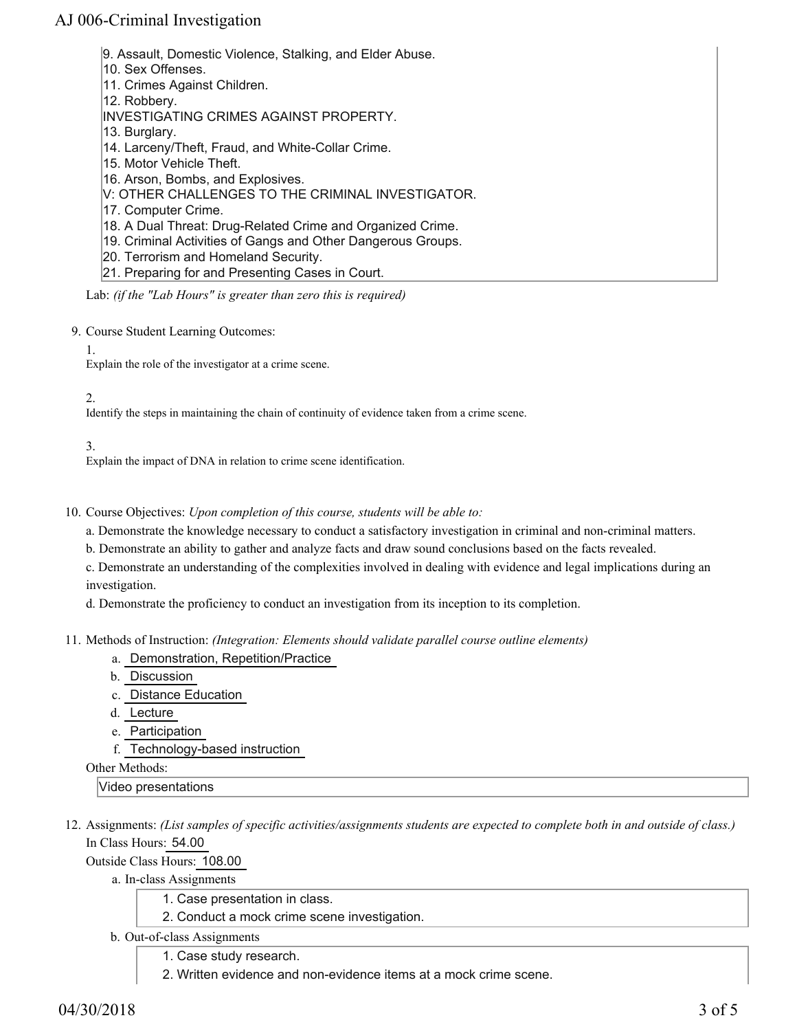9. Assault, Domestic Violence, Stalking, and Elder Abuse.
10. Sex Offenses.
11. Crimes Against Children.
12. Robbery.
INVESTIGATING CRIMES AGAINST PROPERTY.
13. Burglary.
14. Larceny/Theft, Fraud, and White-Collar Crime.
15. Motor Vehicle Theft.
16. Arson, Bombs, and Explosives.
V: OTHER CHALLENGES TO THE CRIMINAL INVESTIGATOR.
17. Computer Crime.
18. A Dual Threat: Drug-Related Crime and Organized Crime.
19. Criminal Activities of Gangs and Other Dangerous Groups.
20. Terrorism and Homeland Security.
21. Preparing for and Presenting Cases in Court.

Lab: *(if the "Lab Hours" is greater than zero this is required)*

9. Course Student Learning Outcomes:

1. Explain the role of the investigator at a crime scene.

2. Identify the steps in maintaining the chain of continuity of evidence taken from a crime scene.

3. Explain the impact of DNA in relation to crime scene identification.

10. Course Objectives: *Upon completion of this course, students will be able to:*

a. Demonstrate the knowledge necessary to conduct a satisfactory investigation in criminal and non-criminal matters.

b. Demonstrate an ability to gather and analyze facts and draw sound conclusions based on the facts revealed.

c. Demonstrate an understanding of the complexities involved in dealing with evidence and legal implications during an investigation.

d. Demonstrate the proficiency to conduct an investigation from its inception to its completion.

11. Methods of Instruction: *(Integration: Elements should validate parallel course outline elements)*

a. Demonstration, Repetition/Practice
b. Discussion
c. Distance Education
d. Lecture
e. Participation
f. Technology-based instruction

Other Methods:

Video presentations

12. Assignments: *(List samples of specific activities/assignments students are expected to complete both in and out of class.)*

In Class Hours: 54.00

Outside Class Hours: 108.00

a. In-class Assignments

1. Case presentation in class.
2. Conduct a mock crime scene investigation.

b. Out-of-class Assignments

1. Case study research.
2. Written evidence and non-evidence items at a mock crime scene.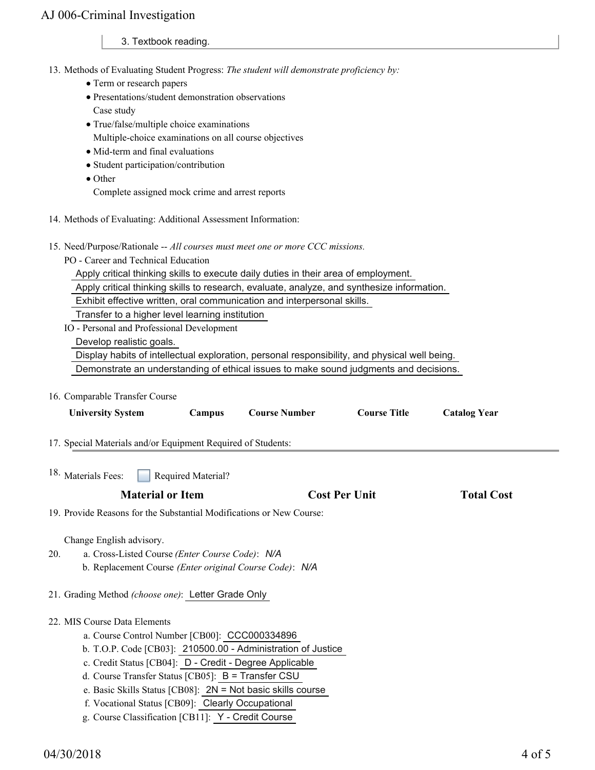3. Textbook reading.

13. Methods of Evaluating Student Progress: *The student will demonstrate proficiency by:*
    - Term or research papers
    - Presentations/student demonstration observations
      Case study
    - True/false/multiple choice examinations
      Multiple-choice examinations on all course objectives
    - Mid-term and final evaluations
    - Student participation/contribution
    - Other
      Complete assigned mock crime and arrest reports

14. Methods of Evaluating: Additional Assessment Information:

15. Need/Purpose/Rationale -- *All courses must meet one or more CCC missions.*

    PO - Career and Technical Education

    Apply critical thinking skills to execute daily duties in their area of employment.

    Apply critical thinking skills to research, evaluate, analyze, and synthesize information.

    Exhibit effective written, oral communication and interpersonal skills.

    Transfer to a higher level learning institution

    IO - Personal and Professional Development

    Develop realistic goals.

    Display habits of intellectual exploration, personal responsibility, and physical well being.

    Demonstrate an understanding of ethical issues to make sound judgments and decisions.

16. Comparable Transfer Course

| University System | Campus | Course Number | Course Title | Catalog Year |
|---|---|---|---|---|

17. Special Materials and/or Equipment Required of Students:

18. Materials Fees: ☐ Required Material?

| Material or Item | Cost Per Unit | Total Cost |
|---|---|---|

19. Provide Reasons for the Substantial Modifications or New Course:

    Change English advisory.

20. a. Cross-Listed Course *(Enter Course Code)*: N/A

    b. Replacement Course *(Enter original Course Code)*: N/A

21. Grading Method *(choose one)*: Letter Grade Only

22. MIS Course Data Elements

    a. Course Control Number [CB00]: CCC000334896

    b. T.O.P. Code [CB03]: 210500.00 - Administration of Justice

    c. Credit Status [CB04]: D - Credit - Degree Applicable

    d. Course Transfer Status [CB05]: B = Transfer CSU

    e. Basic Skills Status [CB08]: 2N = Not basic skills course

    f. Vocational Status [CB09]: Clearly Occupational

    g. Course Classification [CB11]: Y - Credit Course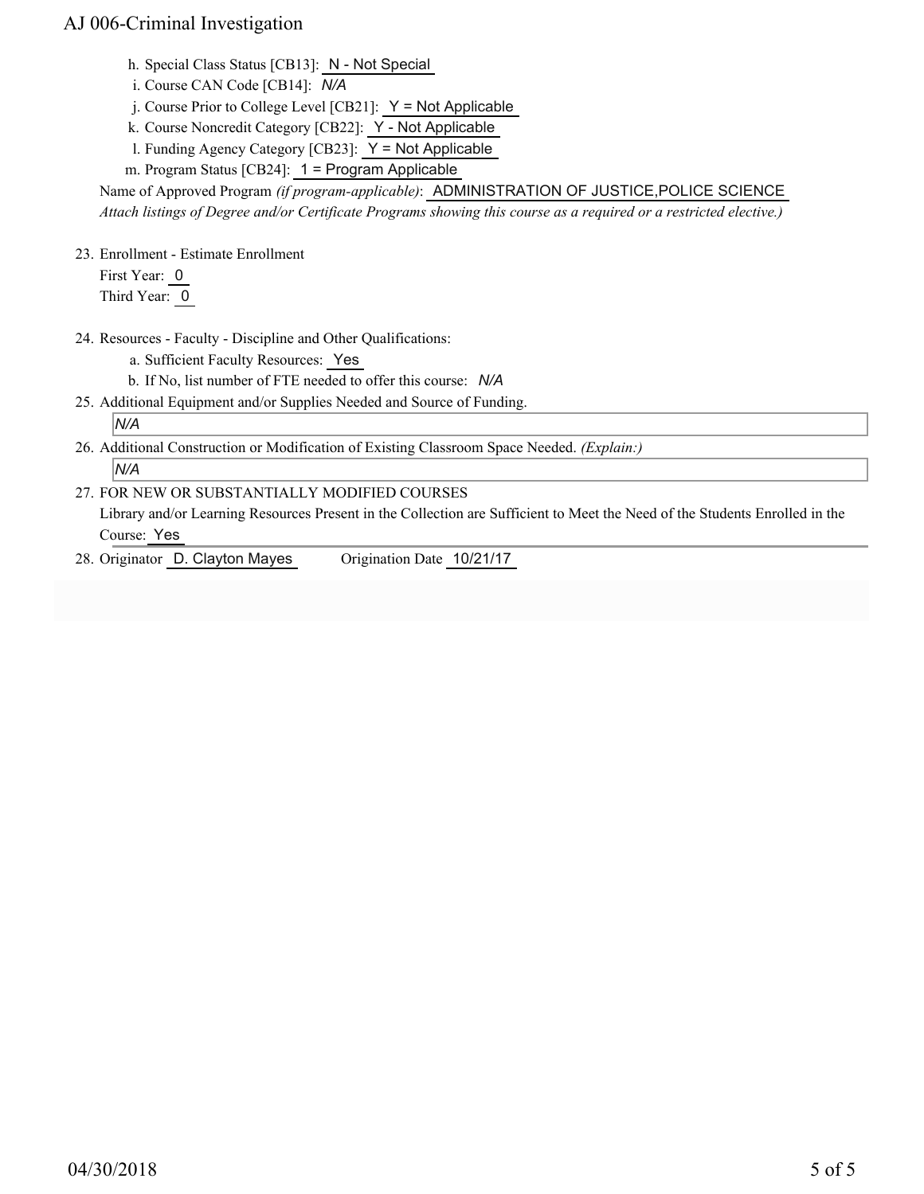h. Special Class Status [CB13]: N - Not Special
i. Course CAN Code [CB14]: *N/A*
j. Course Prior to College Level [CB21]: Y = Not Applicable
k. Course Noncredit Category [CB22]: Y - Not Applicable
l. Funding Agency Category [CB23]: Y = Not Applicable
m. Program Status [CB24]: 1 = Program Applicable

Name of Approved Program *(if program-applicable)*: ADMINISTRATION OF JUSTICE,POLICE SCIENCE

*Attach listings of Degree and/or Certificate Programs showing this course as a required or a restricted elective.)*

23. Enrollment - Estimate Enrollment
    First Year: 0
    Third Year: 0

24. Resources - Faculty - Discipline and Other Qualifications:
    a. Sufficient Faculty Resources: Yes
    b. If No, list number of FTE needed to offer this course: *N/A*

25. Additional Equipment and/or Supplies Needed and Source of Funding.
    *N/A*

26. Additional Construction or Modification of Existing Classroom Space Needed. *(Explain:)*
    *N/A*

27. FOR NEW OR SUBSTANTIALLY MODIFIED COURSES
    Library and/or Learning Resources Present in the Collection are Sufficient to Meet the Need of the Students Enrolled in the Course: Yes

28. Originator D. Clayton Mayes Origination Date 10/21/17